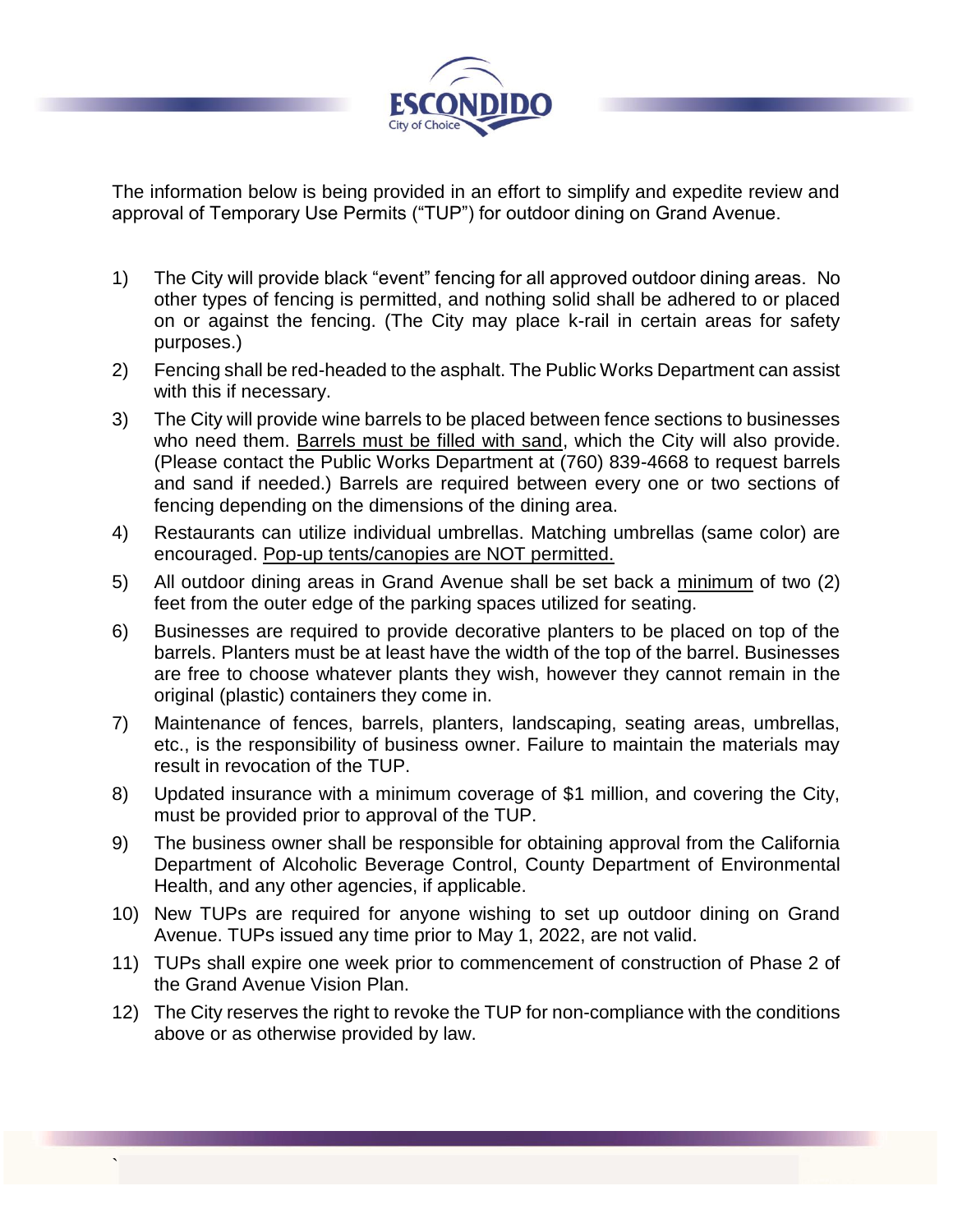The information below is being provided in an effort to simplify and expedite review and approval of Temporary Use Permits ("TUP") for outdoor dining on Grand Avenue.

1) The City will provide black "event" fencing for all approved outdoor dining areas. No other types of fencing is permitted, and nothing solid shall be adhered to or placed on or against the fencing. (The City may place k-rail in certain areas for safety purposes.)
2) Fencing shall be red-headed to the asphalt. The Public Works Department can assist with this if necessary.
3) The City will provide wine barrels to be placed between fence sections to businesses who need them. <u>Barrels must be filled with sand</u>, which the City will also provide. (Please contact the Public Works Department at (760) 839-4668 to request barrels and sand if needed.) Barrels are required between every one or two sections of fencing depending on the dimensions of the dining area.
4) Restaurants can utilize individual umbrellas. Matching umbrellas (same color) are encouraged. <u>Pop-up tents/canopies are NOT permitted.</u>
5) All outdoor dining areas in Grand Avenue shall be set back a <u>minimum</u> of two (2) feet from the outer edge of the parking spaces utilized for seating.
6) Businesses are required to provide decorative planters to be placed on top of the barrels. Planters must be at least have the width of the top of the barrel. Businesses are free to choose whatever plants they wish, however they cannot remain in the original (plastic) containers they come in.
7) Maintenance of fences, barrels, planters, landscaping, seating areas, umbrellas, etc., is the responsibility of business owner. Failure to maintain the materials may result in revocation of the TUP.
8) Updated insurance with a minimum coverage of $1 million, and covering the City, must be provided prior to approval of the TUP.
9) The business owner shall be responsible for obtaining approval from the California Department of Alcoholic Beverage Control, County Department of Environmental Health, and any other agencies, if applicable.
10) New TUPs are required for anyone wishing to set up outdoor dining on Grand Avenue. TUPs issued any time prior to May 1, 2022, are not valid.
11) TUPs shall expire one week prior to commencement of construction of Phase 2 of the Grand Avenue Vision Plan.
12) The City reserves the right to revoke the TUP for non-compliance with the conditions above or as otherwise provided by law.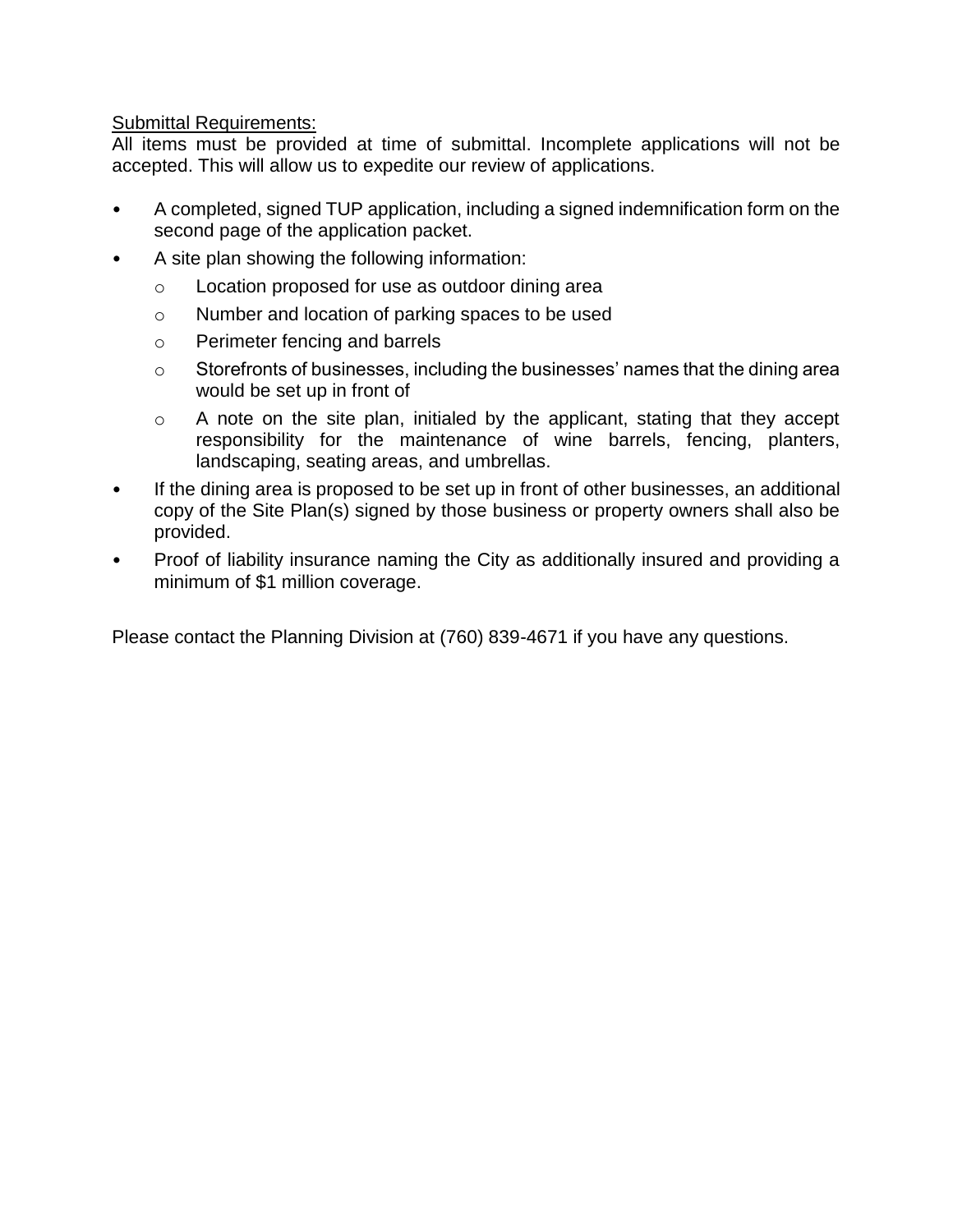<u>Submittal Requirements:</u>

All items must be provided at time of submittal. Incomplete applications will not be accepted. This will allow us to expedite our review of applications.

- A completed, signed TUP application, including a signed indemnification form on the second page of the application packet.
- A site plan showing the following information:
  - Location proposed for use as outdoor dining area
  - Number and location of parking spaces to be used
  - Perimeter fencing and barrels
  - Storefronts of businesses, including the businesses' names that the dining area would be set up in front of
  - A note on the site plan, initialed by the applicant, stating that they accept responsibility for the maintenance of wine barrels, fencing, planters, landscaping, seating areas, and umbrellas.
- If the dining area is proposed to be set up in front of other businesses, an additional copy of the Site Plan(s) signed by those business or property owners shall also be provided.
- Proof of liability insurance naming the City as additionally insured and providing a minimum of $1 million coverage.

Please contact the Planning Division at (760) 839-4671 if you have any questions.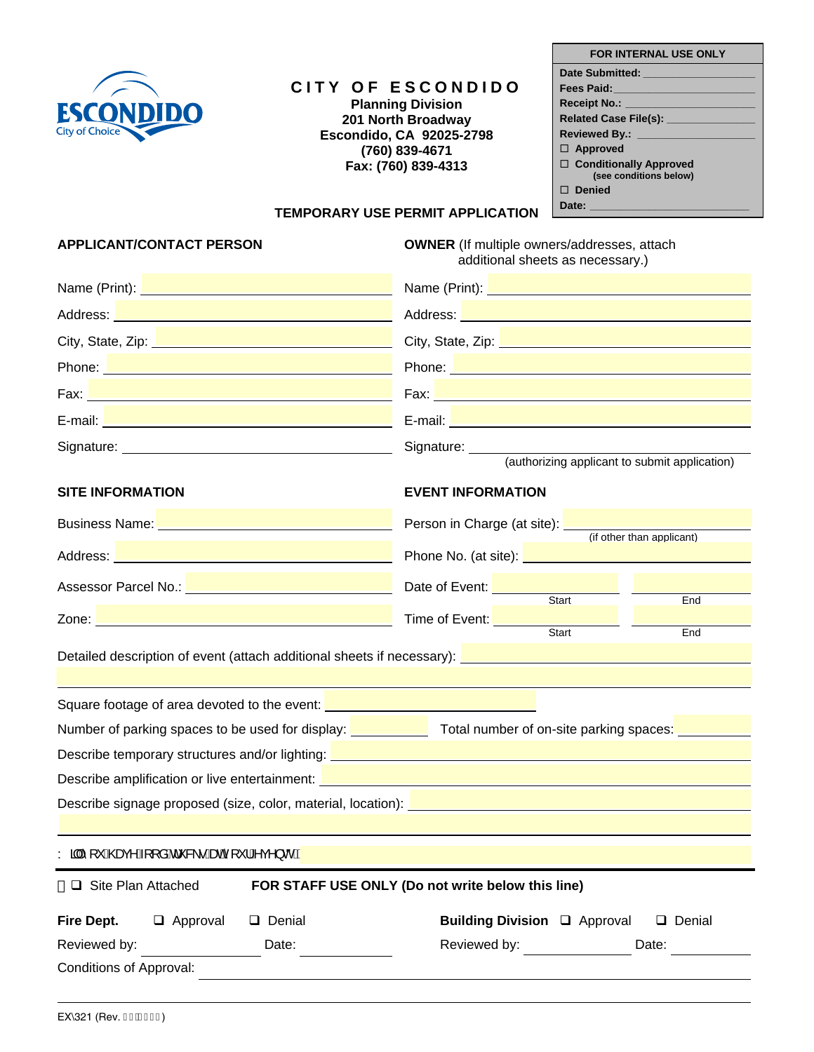# CITY OF ESCONDIDO

**Planning Division**
**201 North Broadway**
**Escondido, CA 92025-2798**
**(760) 839-4671**
**Fax: (760) 839-4313**

| FOR INTERNAL USE ONLY |
|---|
| **Date Submitted:** ________________ |
| **Fees Paid:** ________________ |
| **Receipt No.:** ________________ |
| **Related Case File(s):** ________________ |
| **Reviewed By.:** ________________ |
| ☐ **Approved** |
| ☐ **Conditionally Approved** (see conditions below) |
| ☐ **Denied** |
| **Date:** ________________ |

## TEMPORARY USE PERMIT APPLICATION

**APPLICANT/CONTACT PERSON**

Name (Print): ________________

Address: ________________

City, State, Zip: ________________

Phone: ________________

Fax: ________________

E-mail: ________________

Signature: ________________

**OWNER** (If multiple owners/addresses, attach additional sheets as necessary.)

Name (Print): ________________

Address: ________________

City, State, Zip: ________________

Phone: ________________

Fax: ________________

E-mail: ________________

Signature: ________________
(authorizing applicant to submit application)

**SITE INFORMATION**

Business Name: ________________

Address: ________________

Assessor Parcel No.: ________________

Zone: ________________

**EVENT INFORMATION**

Person in Charge (at site): ________________ (if other than applicant)

Phone No. (at site): ________________

Date of Event: ________ Start ________ End

Time of Event: ________ Start ________ End

Detailed description of event (attach additional sheets if necessary): ________________

Square footage of area devoted to the event: ________________

Number of parking spaces to be used for display: ________ Total number of on-site parking spaces: ________

Describe temporary structures and/or lighting: ________________

Describe amplification or live entertainment: ________________

Describe signage proposed (size, color, material, location): ________________

Will you have food/drinks at your event? ________________

☐ Site Plan Attached **FOR STAFF USE ONLY (Do not write below this line)**

**Fire Dept.** ☐ Approval ☐ Denial

Reviewed by: ________ Date: ________

**Building Division** ☐ Approval ☐ Denial

Reviewed by: ________ Date: ________

Conditions of Approval: ________________

EX\321 (Rev. ________)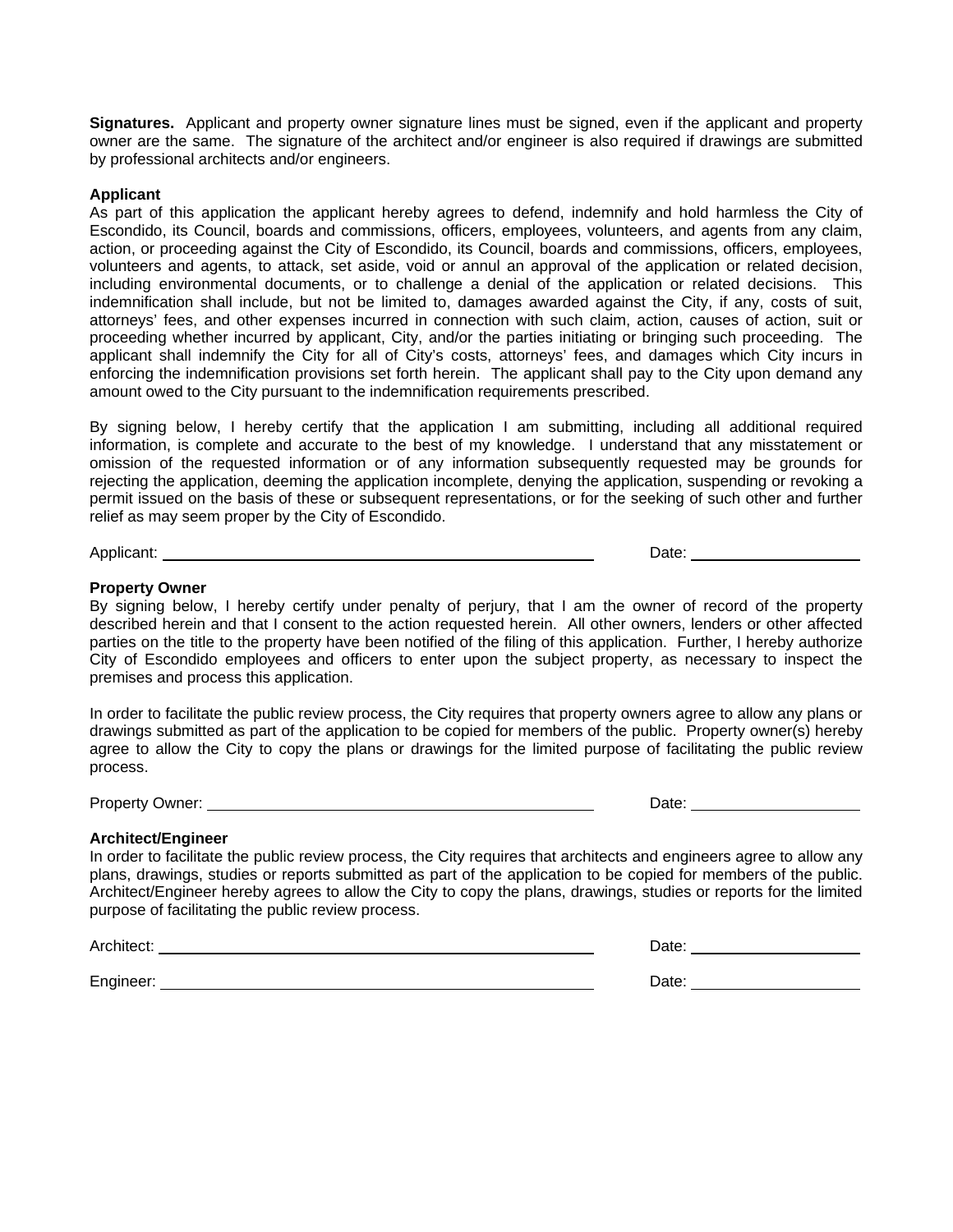**Signatures.** Applicant and property owner signature lines must be signed, even if the applicant and property owner are the same. The signature of the architect and/or engineer is also required if drawings are submitted by professional architects and/or engineers.

**Applicant**

As part of this application the applicant hereby agrees to defend, indemnify and hold harmless the City of Escondido, its Council, boards and commissions, officers, employees, volunteers, and agents from any claim, action, or proceeding against the City of Escondido, its Council, boards and commissions, officers, employees, volunteers and agents, to attack, set aside, void or annul an approval of the application or related decision, including environmental documents, or to challenge a denial of the application or related decisions. This indemnification shall include, but not be limited to, damages awarded against the City, if any, costs of suit, attorneys' fees, and other expenses incurred in connection with such claim, action, causes of action, suit or proceeding whether incurred by applicant, City, and/or the parties initiating or bringing such proceeding. The applicant shall indemnify the City for all of City's costs, attorneys' fees, and damages which City incurs in enforcing the indemnification provisions set forth herein. The applicant shall pay to the City upon demand any amount owed to the City pursuant to the indemnification requirements prescribed.

By signing below, I hereby certify that the application I am submitting, including all additional required information, is complete and accurate to the best of my knowledge. I understand that any misstatement or omission of the requested information or of any information subsequently requested may be grounds for rejecting the application, deeming the application incomplete, denying the application, suspending or revoking a permit issued on the basis of these or subsequent representations, or for the seeking of such other and further relief as may seem proper by the City of Escondido.

Applicant: ______________________________ Date: ______________

**Property Owner**

By signing below, I hereby certify under penalty of perjury, that I am the owner of record of the property described herein and that I consent to the action requested herein. All other owners, lenders or other affected parties on the title to the property have been notified of the filing of this application. Further, I hereby authorize City of Escondido employees and officers to enter upon the subject property, as necessary to inspect the premises and process this application.

In order to facilitate the public review process, the City requires that property owners agree to allow any plans or drawings submitted as part of the application to be copied for members of the public. Property owner(s) hereby agree to allow the City to copy the plans or drawings for the limited purpose of facilitating the public review process.

Property Owner: ______________________________ Date: ______________

**Architect/Engineer**

In order to facilitate the public review process, the City requires that architects and engineers agree to allow any plans, drawings, studies or reports submitted as part of the application to be copied for members of the public. Architect/Engineer hereby agrees to allow the City to copy the plans, drawings, studies or reports for the limited purpose of facilitating the public review process.

Architect: ______________________________ Date: ______________

Engineer: ______________________________ Date: ______________